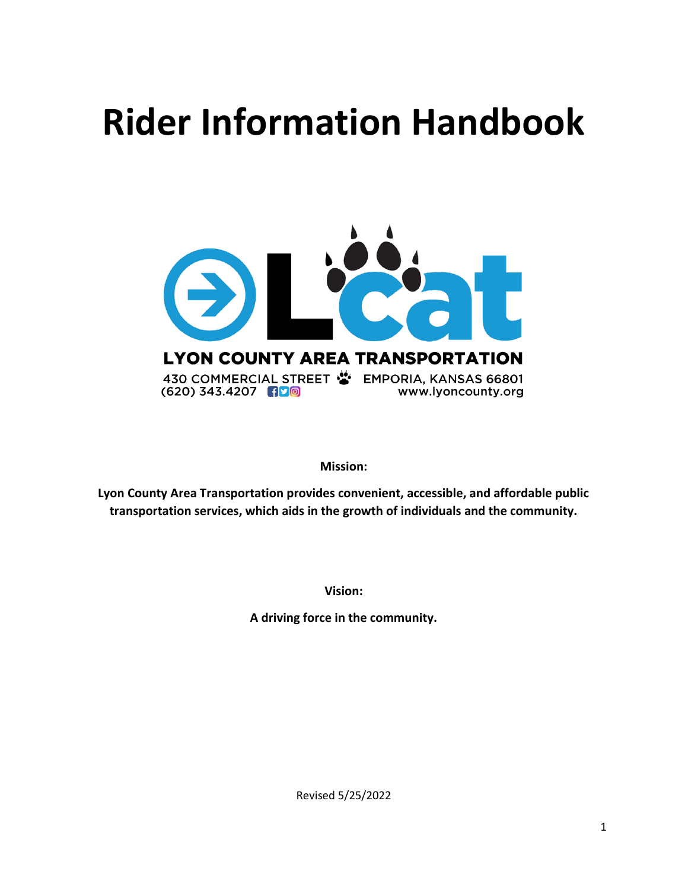# Rider Information Handbook

LYON COUNTY AREA TRANSPORTATION

430 COMMERCIAL STREET EMPORIA, KANSAS 66801

(620) 343.4207 www.lyoncounty.org

**Mission:**

**Lyon County Area Transportation provides convenient, accessible, and affordable public transportation services, which aids in the growth of individuals and the community.**

**Vision:**

**A driving force in the community.**

Revised 5/25/2022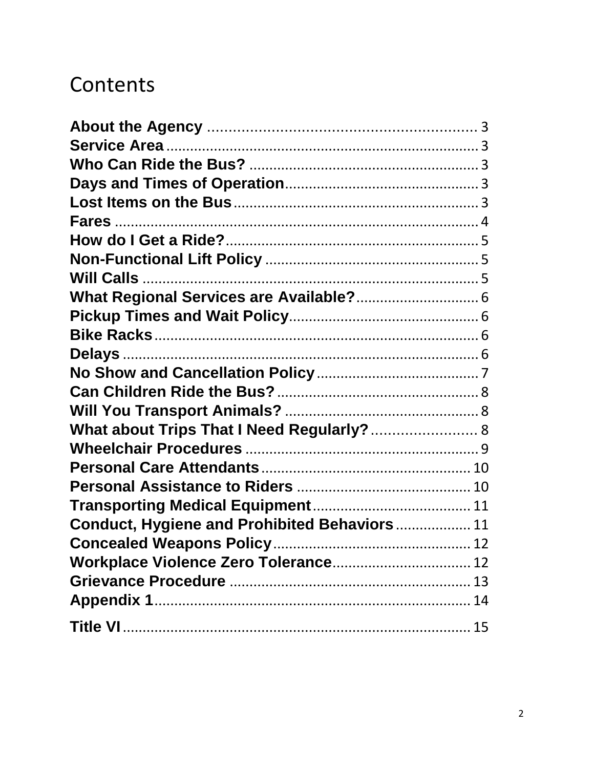# Contents

**About the Agency** ........................................................ 3
**Service Area** ........................................................ 3
**Who Can Ride the Bus?** ........................................................ 3
**Days and Times of Operation** ........................................................ 3
**Lost Items on the Bus** ........................................................ 3
**Fares** ........................................................ 4
**How do I Get a Ride?** ........................................................ 5
**Non-Functional Lift Policy** ........................................................ 5
**Will Calls** ........................................................ 5
**What Regional Services are Available?** ........................................................ 6
**Pickup Times and Wait Policy** ........................................................ 6
**Bike Racks** ........................................................ 6
**Delays** ........................................................ 6
**No Show and Cancellation Policy** ........................................................ 7
**Can Children Ride the Bus?** ........................................................ 8
**Will You Transport Animals?** ........................................................ 8
**What about Trips That I Need Regularly?** ........................................................ 8
**Wheelchair Procedures** ........................................................ 9
**Personal Care Attendants** ........................................................ 10
**Personal Assistance to Riders** ........................................................ 10
**Transporting Medical Equipment** ........................................................ 11
**Conduct, Hygiene and Prohibited Behaviors** ........................................................ 11
**Concealed Weapons Policy** ........................................................ 12
**Workplace Violence Zero Tolerance** ........................................................ 12
**Grievance Procedure** ........................................................ 13
**Appendix 1** ........................................................ 14
**Title VI** ........................................................ 15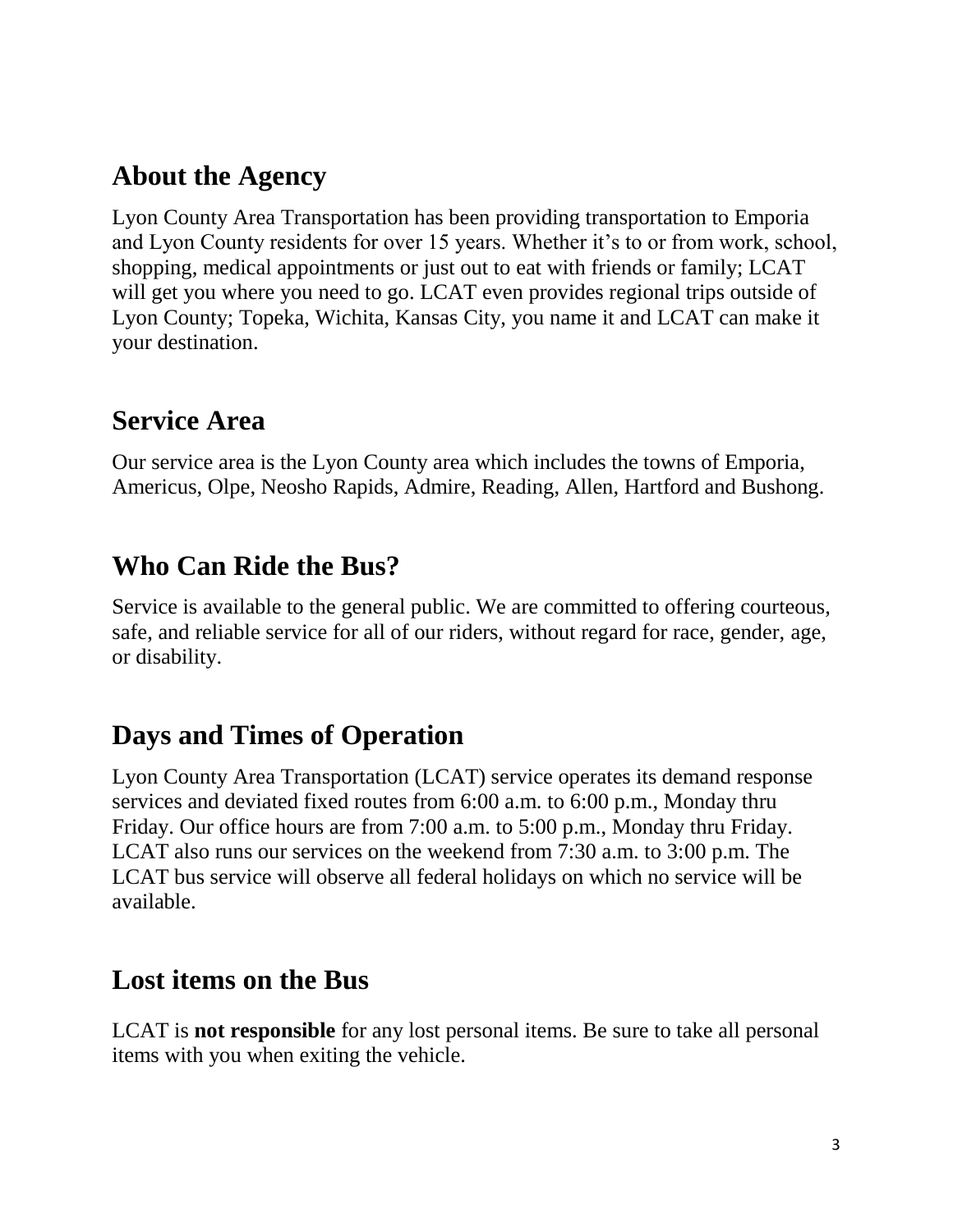## About the Agency

Lyon County Area Transportation has been providing transportation to Emporia and Lyon County residents for over 15 years. Whether it's to or from work, school, shopping, medical appointments or just out to eat with friends or family; LCAT will get you where you need to go. LCAT even provides regional trips outside of Lyon County; Topeka, Wichita, Kansas City, you name it and LCAT can make it your destination.

## Service Area

Our service area is the Lyon County area which includes the towns of Emporia, Americus, Olpe, Neosho Rapids, Admire, Reading, Allen, Hartford and Bushong.

## Who Can Ride the Bus?

Service is available to the general public. We are committed to offering courteous, safe, and reliable service for all of our riders, without regard for race, gender, age, or disability.

## Days and Times of Operation

Lyon County Area Transportation (LCAT) service operates its demand response services and deviated fixed routes from 6:00 a.m. to 6:00 p.m., Monday thru Friday. Our office hours are from 7:00 a.m. to 5:00 p.m., Monday thru Friday. LCAT also runs our services on the weekend from 7:30 a.m. to 3:00 p.m. The LCAT bus service will observe all federal holidays on which no service will be available.

## Lost items on the Bus

LCAT is **not responsible** for any lost personal items. Be sure to take all personal items with you when exiting the vehicle.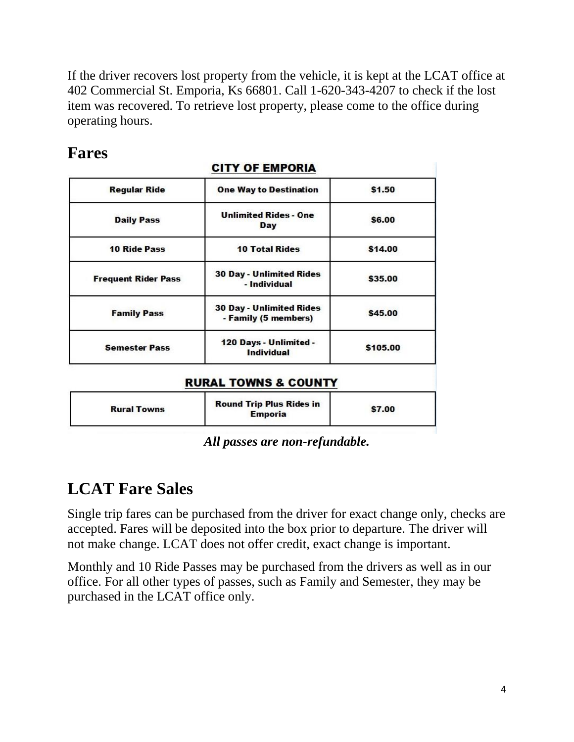If the driver recovers lost property from the vehicle, it is kept at the LCAT office at 402 Commercial St. Emporia, Ks 66801. Call 1-620-343-4207 to check if the lost item was recovered. To retrieve lost property, please come to the office during operating hours.

## Fares

**CITY OF EMPORIA**

| | | |
|---|---|---|
| **Regular Ride** | **One Way to Destination** | **$1.50** |
| **Daily Pass** | **Unlimited Rides - One Day** | **$6.00** |
| **10 Ride Pass** | **10 Total Rides** | **$14.00** |
| **Frequent Rider Pass** | **30 Day - Unlimited Rides - Individual** | **$35.00** |
| **Family Pass** | **30 Day - Unlimited Rides - Family (5 members)** | **$45.00** |
| **Semester Pass** | **120 Days - Unlimited - Individual** | **$105.00** |

**RURAL TOWNS & COUNTY**

| | | |
|---|---|---|
| **Rural Towns** | **Round Trip Plus Rides in Emporia** | **$7.00** |

***All passes are non-refundable.***

## LCAT Fare Sales

Single trip fares can be purchased from the driver for exact change only, checks are accepted. Fares will be deposited into the box prior to departure. The driver will not make change. LCAT does not offer credit, exact change is important.

Monthly and 10 Ride Passes may be purchased from the drivers as well as in our office. For all other types of passes, such as Family and Semester, they may be purchased in the LCAT office only.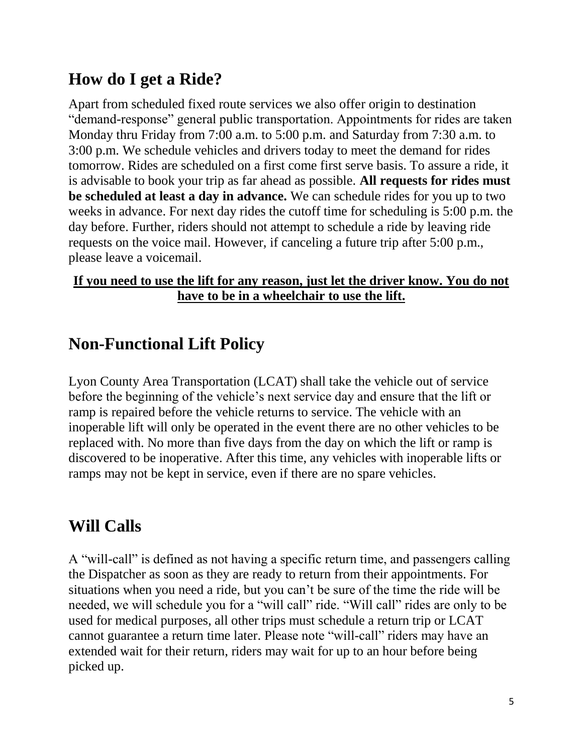## How do I get a Ride?

Apart from scheduled fixed route services we also offer origin to destination "demand-response" general public transportation. Appointments for rides are taken Monday thru Friday from 7:00 a.m. to 5:00 p.m. and Saturday from 7:30 a.m. to 3:00 p.m. We schedule vehicles and drivers today to meet the demand for rides tomorrow. Rides are scheduled on a first come first serve basis. To assure a ride, it is advisable to book your trip as far ahead as possible. **All requests for rides must be scheduled at least a day in advance.** We can schedule rides for you up to two weeks in advance. For next day rides the cutoff time for scheduling is 5:00 p.m. the day before. Further, riders should not attempt to schedule a ride by leaving ride requests on the voice mail. However, if canceling a future trip after 5:00 p.m., please leave a voicemail.

<u>**If you need to use the lift for any reason, just let the driver know. You do not have to be in a wheelchair to use the lift.**</u>

## Non-Functional Lift Policy

Lyon County Area Transportation (LCAT) shall take the vehicle out of service before the beginning of the vehicle's next service day and ensure that the lift or ramp is repaired before the vehicle returns to service. The vehicle with an inoperable lift will only be operated in the event there are no other vehicles to be replaced with. No more than five days from the day on which the lift or ramp is discovered to be inoperative. After this time, any vehicles with inoperable lifts or ramps may not be kept in service, even if there are no spare vehicles.

## Will Calls

A "will-call" is defined as not having a specific return time, and passengers calling the Dispatcher as soon as they are ready to return from their appointments. For situations when you need a ride, but you can't be sure of the time the ride will be needed, we will schedule you for a "will call" ride. "Will call" rides are only to be used for medical purposes, all other trips must schedule a return trip or LCAT cannot guarantee a return time later. Please note "will-call" riders may have an extended wait for their return, riders may wait for up to an hour before being picked up.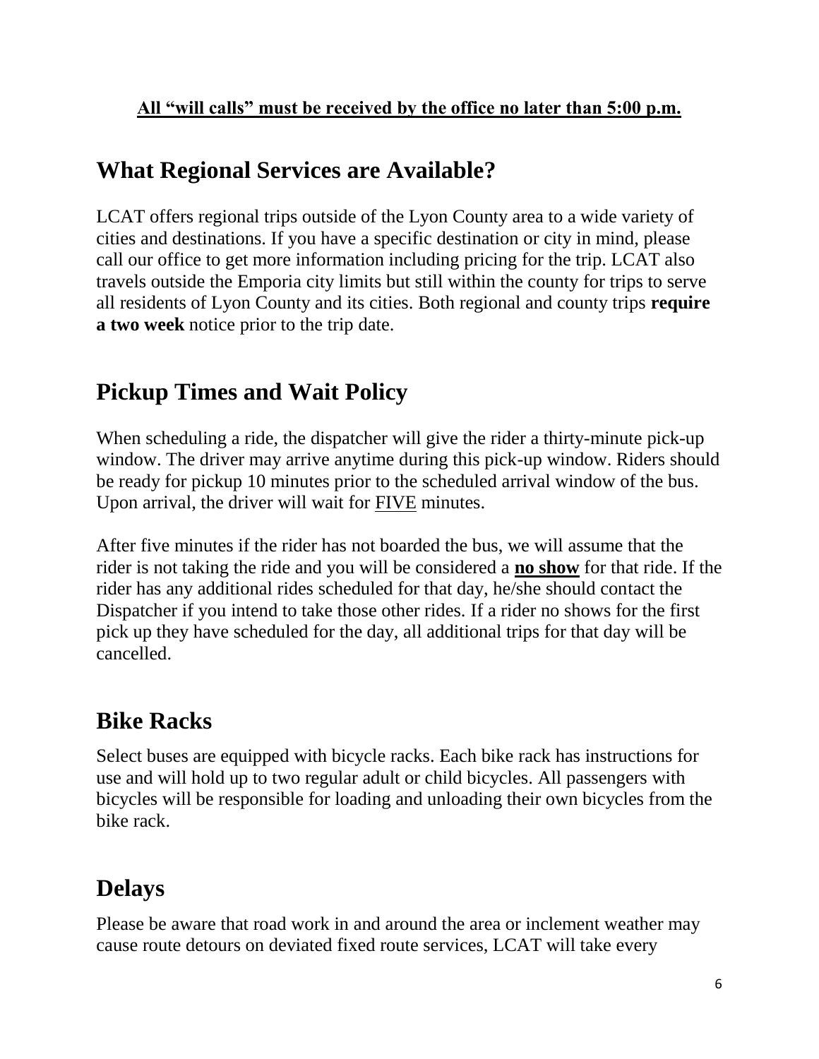**<u>All "will calls" must be received by the office no later than 5:00 p.m.</u>**

## What Regional Services are Available?

LCAT offers regional trips outside of the Lyon County area to a wide variety of cities and destinations. If you have a specific destination or city in mind, please call our office to get more information including pricing for the trip. LCAT also travels outside the Emporia city limits but still within the county for trips to serve all residents of Lyon County and its cities. Both regional and county trips **require a two week** notice prior to the trip date.

## Pickup Times and Wait Policy

When scheduling a ride, the dispatcher will give the rider a thirty-minute pick-up window. The driver may arrive anytime during this pick-up window. Riders should be ready for pickup 10 minutes prior to the scheduled arrival window of the bus. Upon arrival, the driver will wait for <u>FIVE</u> minutes.

After five minutes if the rider has not boarded the bus, we will assume that the rider is not taking the ride and you will be considered a **<u>no show</u>** for that ride. If the rider has any additional rides scheduled for that day, he/she should contact the Dispatcher if you intend to take those other rides. If a rider no shows for the first pick up they have scheduled for the day, all additional trips for that day will be cancelled.

## Bike Racks

Select buses are equipped with bicycle racks. Each bike rack has instructions for use and will hold up to two regular adult or child bicycles. All passengers with bicycles will be responsible for loading and unloading their own bicycles from the bike rack.

## Delays

Please be aware that road work in and around the area or inclement weather may cause route detours on deviated fixed route services, LCAT will take every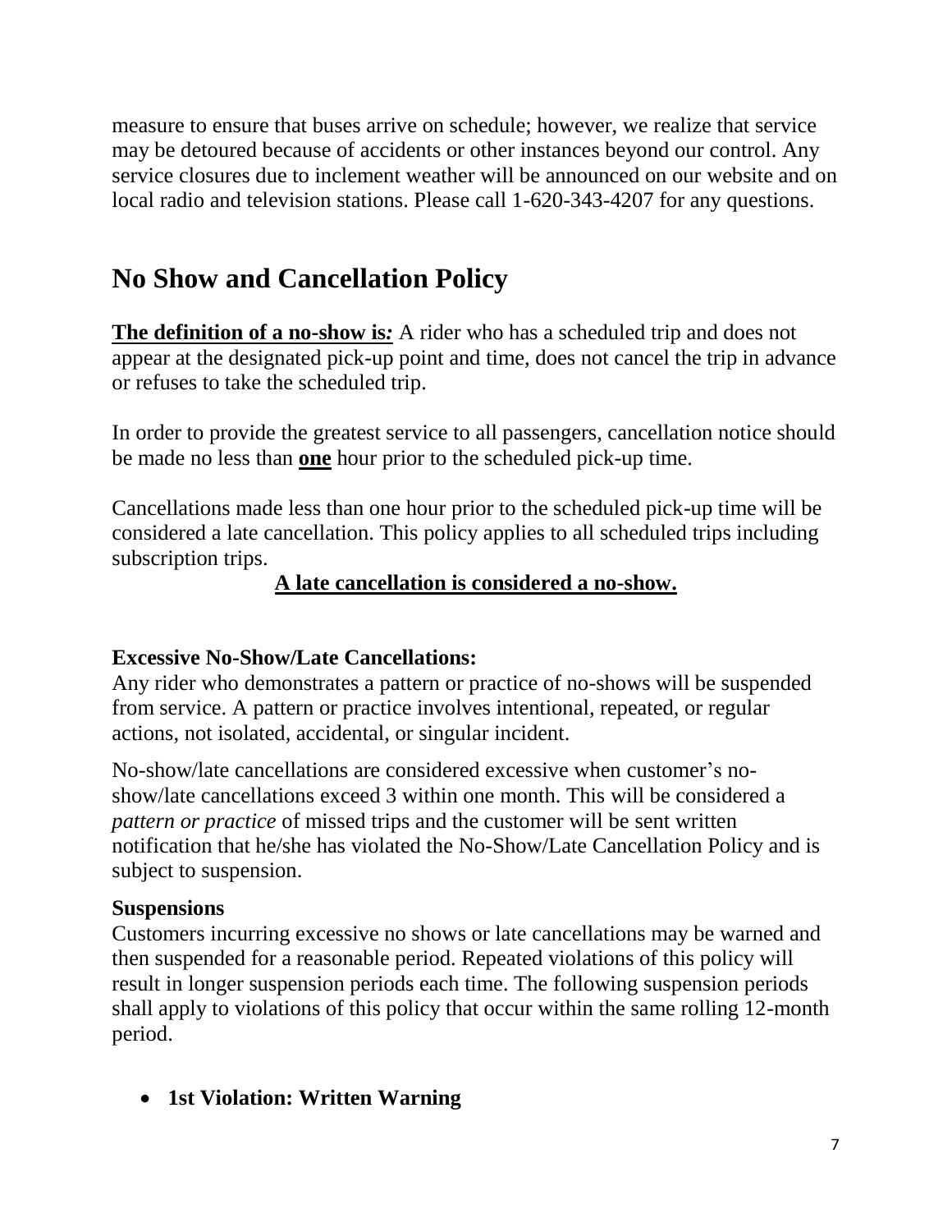measure to ensure that buses arrive on schedule; however, we realize that service may be detoured because of accidents or other instances beyond our control. Any service closures due to inclement weather will be announced on our website and on local radio and television stations. Please call 1-620-343-4207 for any questions.

## No Show and Cancellation Policy

**The definition of a no-show is*:*** A rider who has a scheduled trip and does not appear at the designated pick-up point and time, does not cancel the trip in advance or refuses to take the scheduled trip.

In order to provide the greatest service to all passengers, cancellation notice should be made no less than **one** hour prior to the scheduled pick-up time.

Cancellations made less than one hour prior to the scheduled pick-up time will be considered a late cancellation. This policy applies to all scheduled trips including subscription trips.

**A late cancellation is considered a no-show.**

### Excessive No-Show/Late Cancellations:

Any rider who demonstrates a pattern or practice of no-shows will be suspended from service. A pattern or practice involves intentional, repeated, or regular actions, not isolated, accidental, or singular incident.

No-show/late cancellations are considered excessive when customer's no-show/late cancellations exceed 3 within one month. This will be considered a *pattern or practice* of missed trips and the customer will be sent written notification that he/she has violated the No-Show/Late Cancellation Policy and is subject to suspension.

### Suspensions

Customers incurring excessive no shows or late cancellations may be warned and then suspended for a reasonable period. Repeated violations of this policy will result in longer suspension periods each time. The following suspension periods shall apply to violations of this policy that occur within the same rolling 12-month period.

- **1st Violation: Written Warning**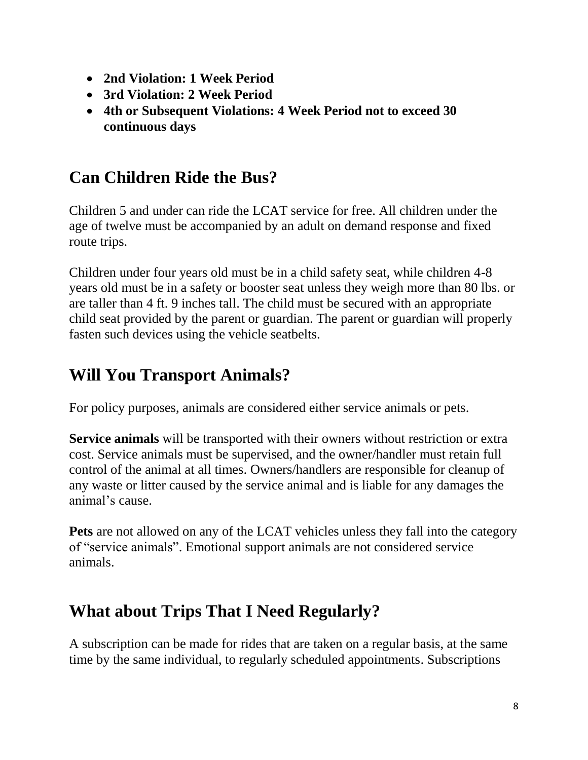- **2nd Violation: 1 Week Period**
- **3rd Violation: 2 Week Period**
- **4th or Subsequent Violations: 4 Week Period not to exceed 30 continuous days**

## Can Children Ride the Bus?

Children 5 and under can ride the LCAT service for free. All children under the age of twelve must be accompanied by an adult on demand response and fixed route trips.

Children under four years old must be in a child safety seat, while children 4-8 years old must be in a safety or booster seat unless they weigh more than 80 lbs. or are taller than 4 ft. 9 inches tall. The child must be secured with an appropriate child seat provided by the parent or guardian. The parent or guardian will properly fasten such devices using the vehicle seatbelts.

## Will You Transport Animals?

For policy purposes, animals are considered either service animals or pets.

**Service animals** will be transported with their owners without restriction or extra cost. Service animals must be supervised, and the owner/handler must retain full control of the animal at all times. Owners/handlers are responsible for cleanup of any waste or litter caused by the service animal and is liable for any damages the animal's cause.

**Pets** are not allowed on any of the LCAT vehicles unless they fall into the category of "service animals". Emotional support animals are not considered service animals.

## What about Trips That I Need Regularly?

A subscription can be made for rides that are taken on a regular basis, at the same time by the same individual, to regularly scheduled appointments. Subscriptions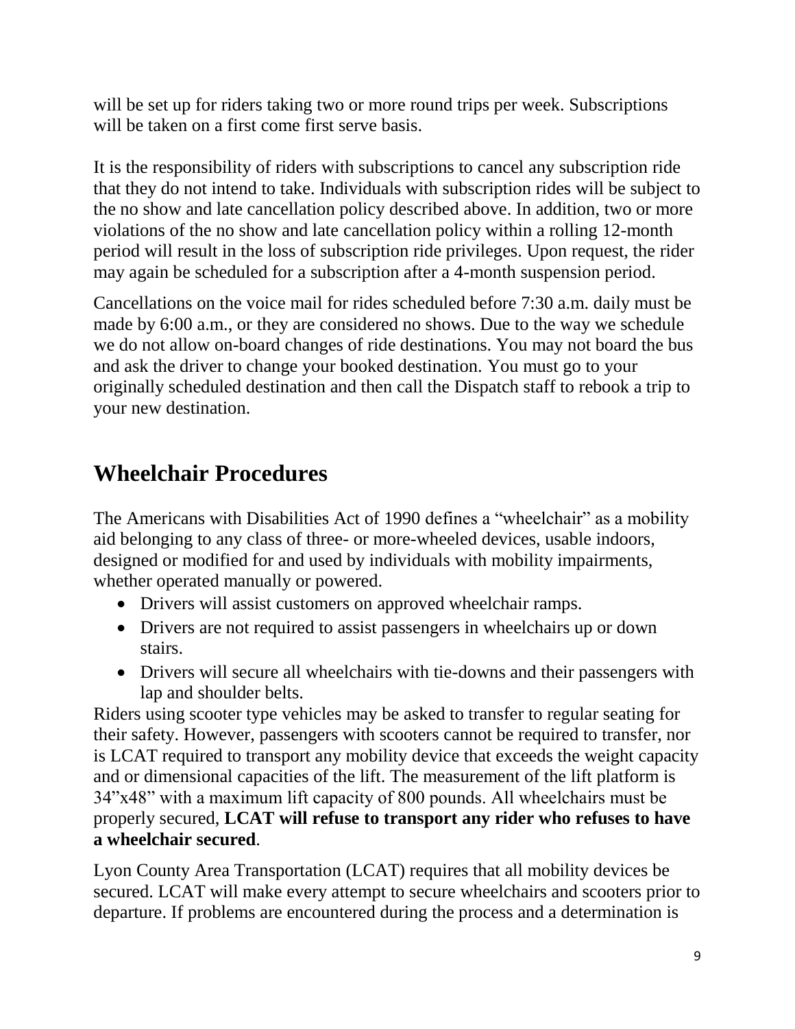will be set up for riders taking two or more round trips per week. Subscriptions will be taken on a first come first serve basis.

It is the responsibility of riders with subscriptions to cancel any subscription ride that they do not intend to take. Individuals with subscription rides will be subject to the no show and late cancellation policy described above. In addition, two or more violations of the no show and late cancellation policy within a rolling 12-month period will result in the loss of subscription ride privileges. Upon request, the rider may again be scheduled for a subscription after a 4-month suspension period.

Cancellations on the voice mail for rides scheduled before 7:30 a.m. daily must be made by 6:00 a.m., or they are considered no shows. Due to the way we schedule we do not allow on-board changes of ride destinations. You may not board the bus and ask the driver to change your booked destination. You must go to your originally scheduled destination and then call the Dispatch staff to rebook a trip to your new destination.

## Wheelchair Procedures

The Americans with Disabilities Act of 1990 defines a "wheelchair" as a mobility aid belonging to any class of three- or more-wheeled devices, usable indoors, designed or modified for and used by individuals with mobility impairments, whether operated manually or powered.

- Drivers will assist customers on approved wheelchair ramps.
- Drivers are not required to assist passengers in wheelchairs up or down stairs.
- Drivers will secure all wheelchairs with tie-downs and their passengers with lap and shoulder belts.

Riders using scooter type vehicles may be asked to transfer to regular seating for their safety. However, passengers with scooters cannot be required to transfer, nor is LCAT required to transport any mobility device that exceeds the weight capacity and or dimensional capacities of the lift. The measurement of the lift platform is 34"x48" with a maximum lift capacity of 800 pounds. All wheelchairs must be properly secured, **LCAT will refuse to transport any rider who refuses to have a wheelchair secured**.

Lyon County Area Transportation (LCAT) requires that all mobility devices be secured. LCAT will make every attempt to secure wheelchairs and scooters prior to departure. If problems are encountered during the process and a determination is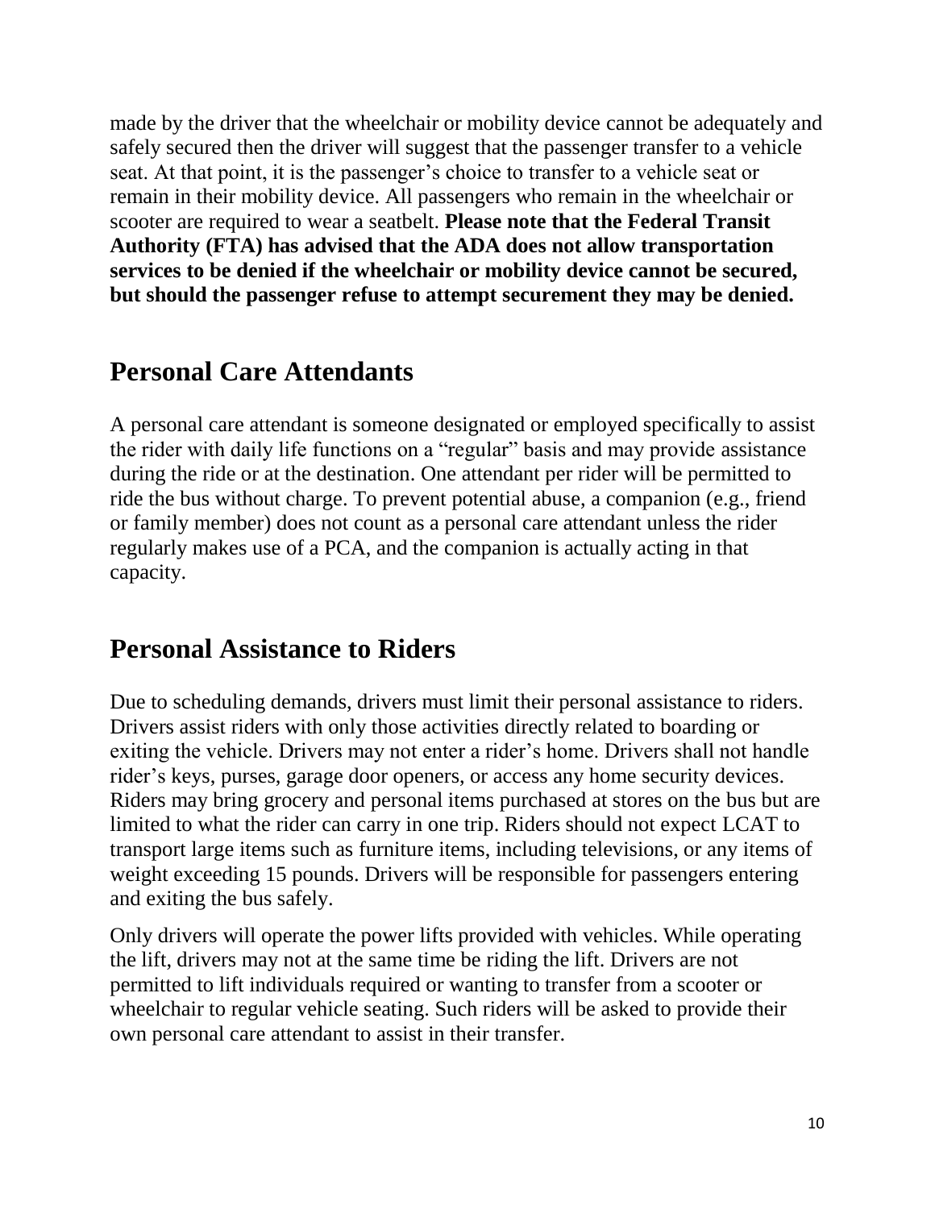made by the driver that the wheelchair or mobility device cannot be adequately and safely secured then the driver will suggest that the passenger transfer to a vehicle seat. At that point, it is the passenger's choice to transfer to a vehicle seat or remain in their mobility device. All passengers who remain in the wheelchair or scooter are required to wear a seatbelt. **Please note that the Federal Transit Authority (FTA) has advised that the ADA does not allow transportation services to be denied if the wheelchair or mobility device cannot be secured, but should the passenger refuse to attempt securement they may be denied.**

## Personal Care Attendants

A personal care attendant is someone designated or employed specifically to assist the rider with daily life functions on a "regular" basis and may provide assistance during the ride or at the destination. One attendant per rider will be permitted to ride the bus without charge. To prevent potential abuse, a companion (e.g., friend or family member) does not count as a personal care attendant unless the rider regularly makes use of a PCA, and the companion is actually acting in that capacity.

## Personal Assistance to Riders

Due to scheduling demands, drivers must limit their personal assistance to riders. Drivers assist riders with only those activities directly related to boarding or exiting the vehicle. Drivers may not enter a rider's home. Drivers shall not handle rider's keys, purses, garage door openers, or access any home security devices. Riders may bring grocery and personal items purchased at stores on the bus but are limited to what the rider can carry in one trip. Riders should not expect LCAT to transport large items such as furniture items, including televisions, or any items of weight exceeding 15 pounds. Drivers will be responsible for passengers entering and exiting the bus safely.

Only drivers will operate the power lifts provided with vehicles. While operating the lift, drivers may not at the same time be riding the lift. Drivers are not permitted to lift individuals required or wanting to transfer from a scooter or wheelchair to regular vehicle seating. Such riders will be asked to provide their own personal care attendant to assist in their transfer.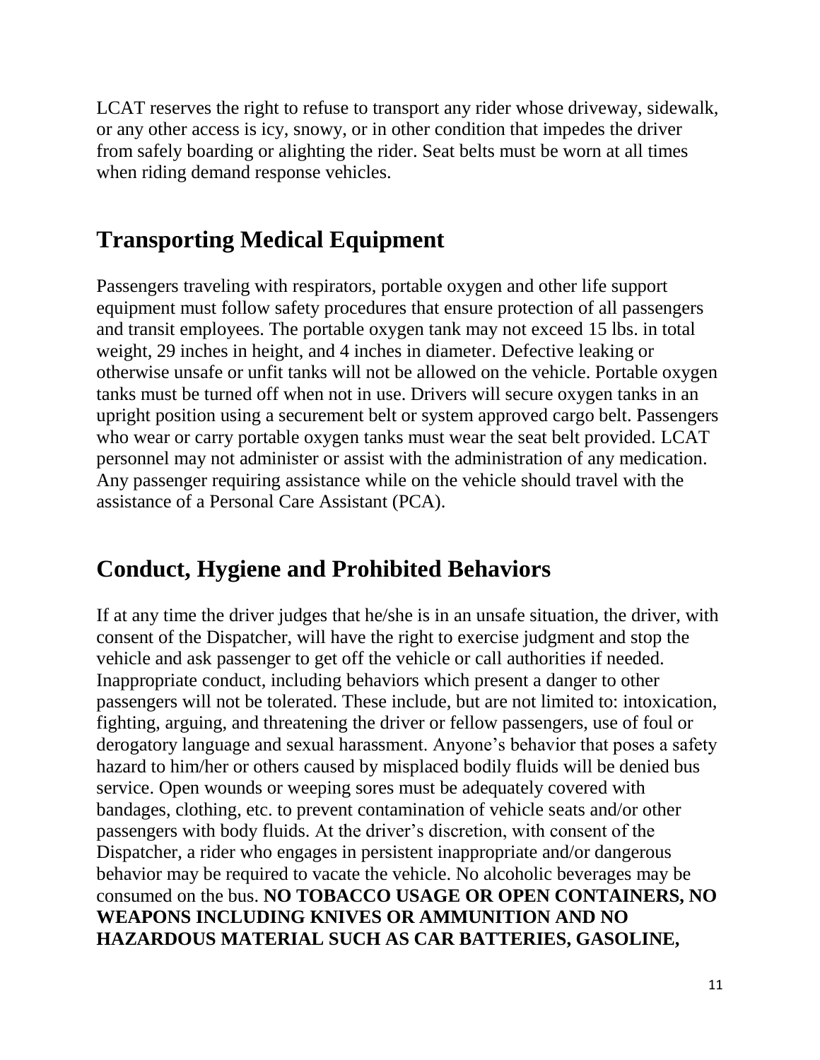LCAT reserves the right to refuse to transport any rider whose driveway, sidewalk, or any other access is icy, snowy, or in other condition that impedes the driver from safely boarding or alighting the rider. Seat belts must be worn at all times when riding demand response vehicles.

## Transporting Medical Equipment

Passengers traveling with respirators, portable oxygen and other life support equipment must follow safety procedures that ensure protection of all passengers and transit employees. The portable oxygen tank may not exceed 15 lbs. in total weight, 29 inches in height, and 4 inches in diameter. Defective leaking or otherwise unsafe or unfit tanks will not be allowed on the vehicle. Portable oxygen tanks must be turned off when not in use. Drivers will secure oxygen tanks in an upright position using a securement belt or system approved cargo belt. Passengers who wear or carry portable oxygen tanks must wear the seat belt provided. LCAT personnel may not administer or assist with the administration of any medication. Any passenger requiring assistance while on the vehicle should travel with the assistance of a Personal Care Assistant (PCA).

## Conduct, Hygiene and Prohibited Behaviors

If at any time the driver judges that he/she is in an unsafe situation, the driver, with consent of the Dispatcher, will have the right to exercise judgment and stop the vehicle and ask passenger to get off the vehicle or call authorities if needed. Inappropriate conduct, including behaviors which present a danger to other passengers will not be tolerated. These include, but are not limited to: intoxication, fighting, arguing, and threatening the driver or fellow passengers, use of foul or derogatory language and sexual harassment. Anyone's behavior that poses a safety hazard to him/her or others caused by misplaced bodily fluids will be denied bus service. Open wounds or weeping sores must be adequately covered with bandages, clothing, etc. to prevent contamination of vehicle seats and/or other passengers with body fluids. At the driver's discretion, with consent of the Dispatcher, a rider who engages in persistent inappropriate and/or dangerous behavior may be required to vacate the vehicle. No alcoholic beverages may be consumed on the bus. **NO TOBACCO USAGE OR OPEN CONTAINERS, NO WEAPONS INCLUDING KNIVES OR AMMUNITION AND NO HAZARDOUS MATERIAL SUCH AS CAR BATTERIES, GASOLINE,**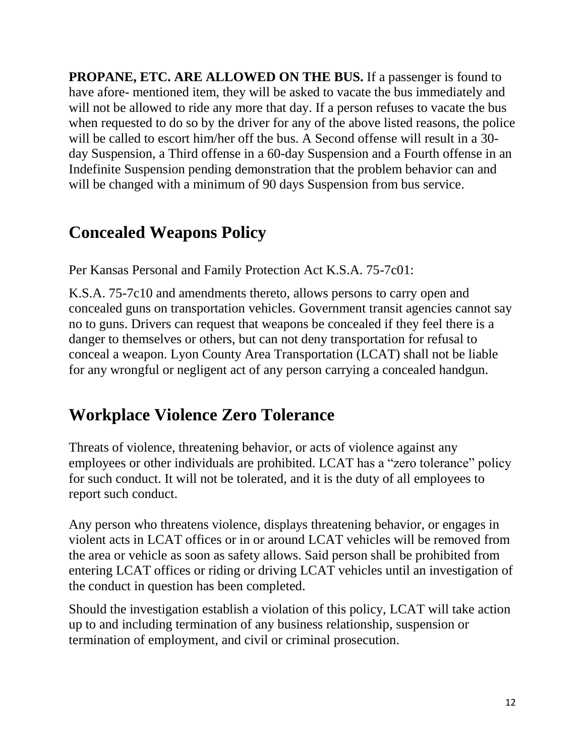**PROPANE, ETC. ARE ALLOWED ON THE BUS.** If a passenger is found to have afore- mentioned item, they will be asked to vacate the bus immediately and will not be allowed to ride any more that day. If a person refuses to vacate the bus when requested to do so by the driver for any of the above listed reasons, the police will be called to escort him/her off the bus. A Second offense will result in a 30-day Suspension, a Third offense in a 60-day Suspension and a Fourth offense in an Indefinite Suspension pending demonstration that the problem behavior can and will be changed with a minimum of 90 days Suspension from bus service.

## Concealed Weapons Policy

Per Kansas Personal and Family Protection Act K.S.A. 75-7c01:

K.S.A. 75-7c10 and amendments thereto, allows persons to carry open and concealed guns on transportation vehicles. Government transit agencies cannot say no to guns. Drivers can request that weapons be concealed if they feel there is a danger to themselves or others, but can not deny transportation for refusal to conceal a weapon. Lyon County Area Transportation (LCAT) shall not be liable for any wrongful or negligent act of any person carrying a concealed handgun.

## Workplace Violence Zero Tolerance

Threats of violence, threatening behavior, or acts of violence against any employees or other individuals are prohibited. LCAT has a "zero tolerance" policy for such conduct. It will not be tolerated, and it is the duty of all employees to report such conduct.

Any person who threatens violence, displays threatening behavior, or engages in violent acts in LCAT offices or in or around LCAT vehicles will be removed from the area or vehicle as soon as safety allows. Said person shall be prohibited from entering LCAT offices or riding or driving LCAT vehicles until an investigation of the conduct in question has been completed.

Should the investigation establish a violation of this policy, LCAT will take action up to and including termination of any business relationship, suspension or termination of employment, and civil or criminal prosecution.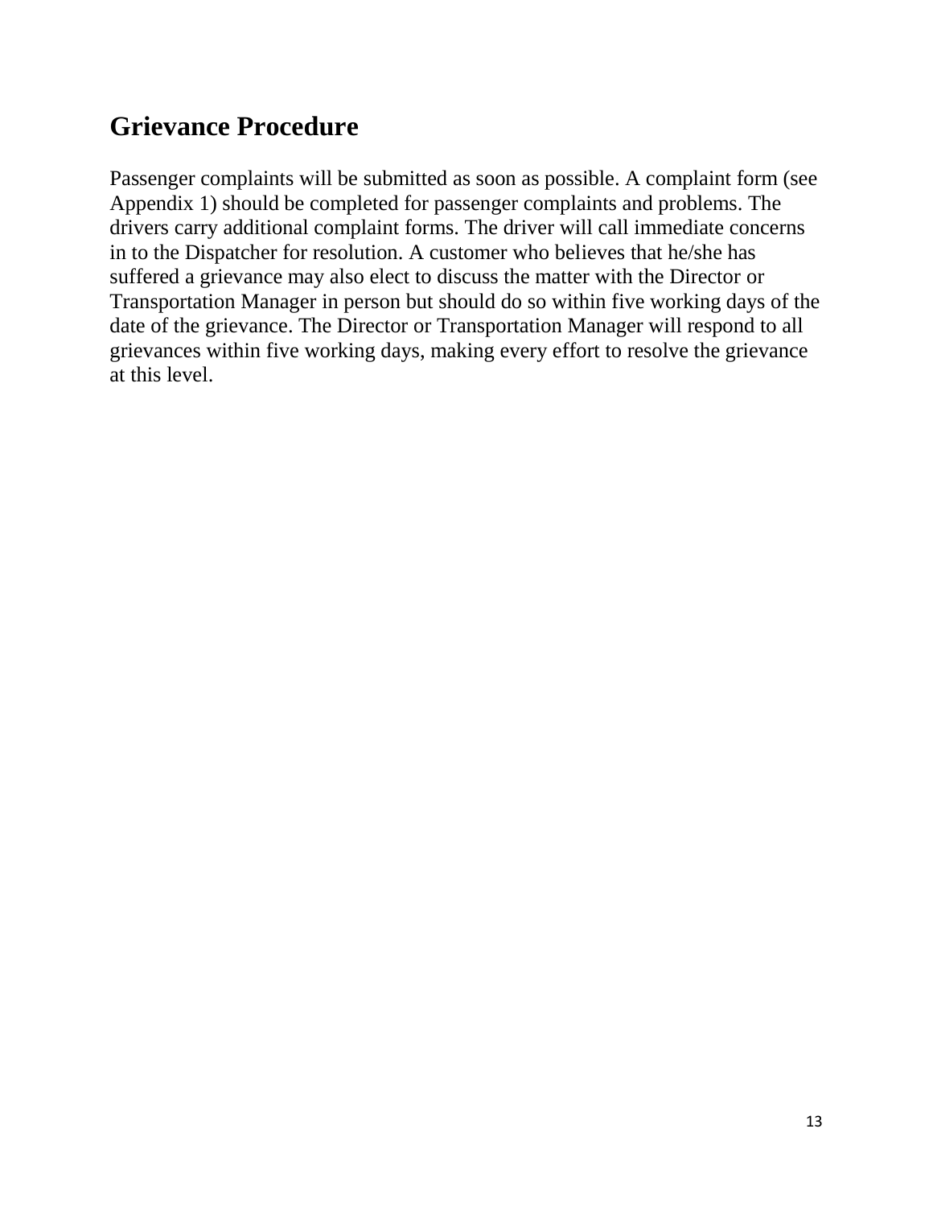## Grievance Procedure

Passenger complaints will be submitted as soon as possible. A complaint form (see Appendix 1) should be completed for passenger complaints and problems. The drivers carry additional complaint forms. The driver will call immediate concerns in to the Dispatcher for resolution. A customer who believes that he/she has suffered a grievance may also elect to discuss the matter with the Director or Transportation Manager in person but should do so within five working days of the date of the grievance. The Director or Transportation Manager will respond to all grievances within five working days, making every effort to resolve the grievance at this level.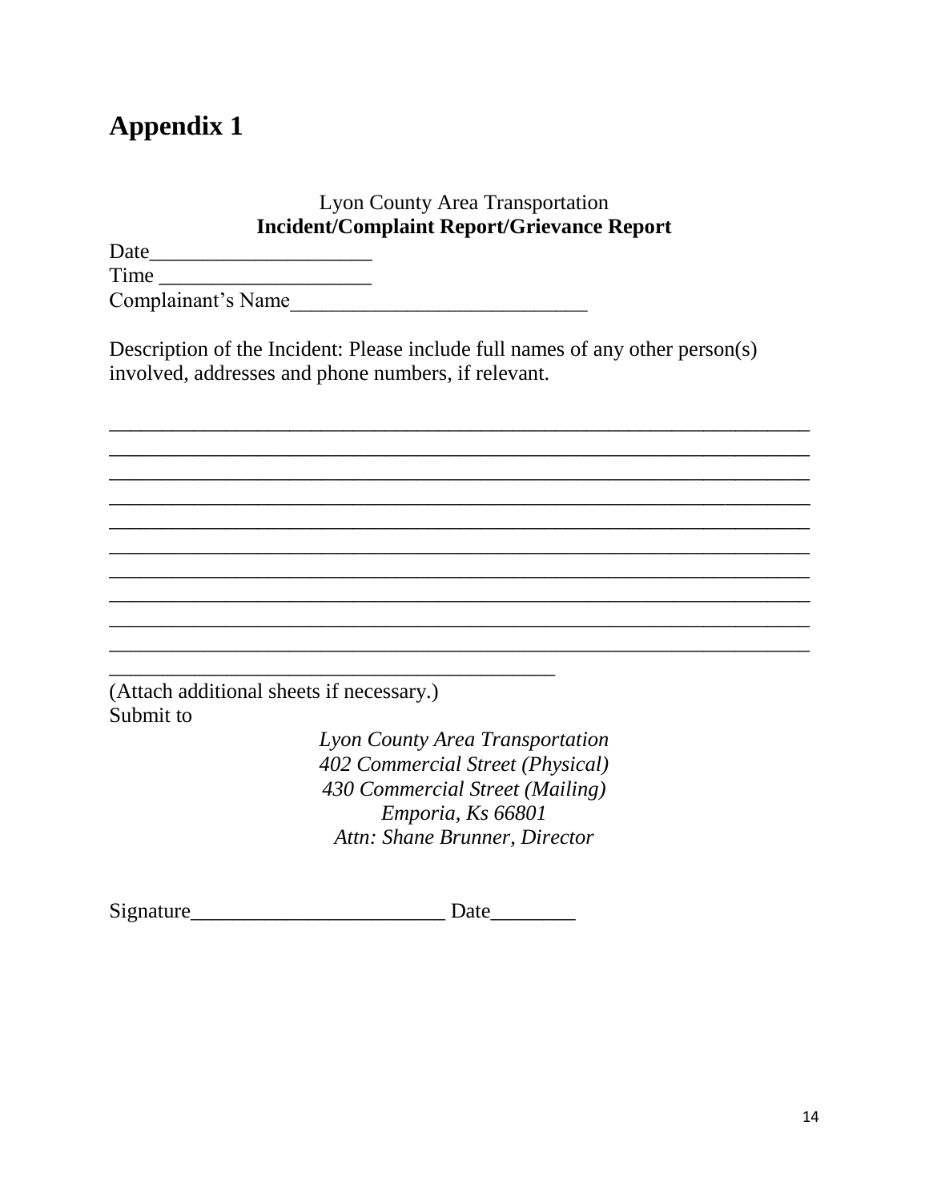# Appendix 1

Lyon County Area Transportation
**Incident/Complaint Report/Grievance Report**

Date____________________
Time ___________________
Complainant's Name____________________________

Description of the Incident: Please include full names of any other person(s) involved, addresses and phone numbers, if relevant.

_________________________________________________________________
_________________________________________________________________
_________________________________________________________________
_________________________________________________________________
_________________________________________________________________
_________________________________________________________________
_________________________________________________________________
_________________________________________________________________
_________________________________________________________________
_________________________________________________________________
__________________________________________

(Attach additional sheets if necessary.)
Submit to

*Lyon County Area Transportation*
*402 Commercial Street (Physical)*
*430 Commercial Street (Mailing)*
*Emporia, Ks 66801*
*Attn: Shane Brunner, Director*

Signature________________________ Date________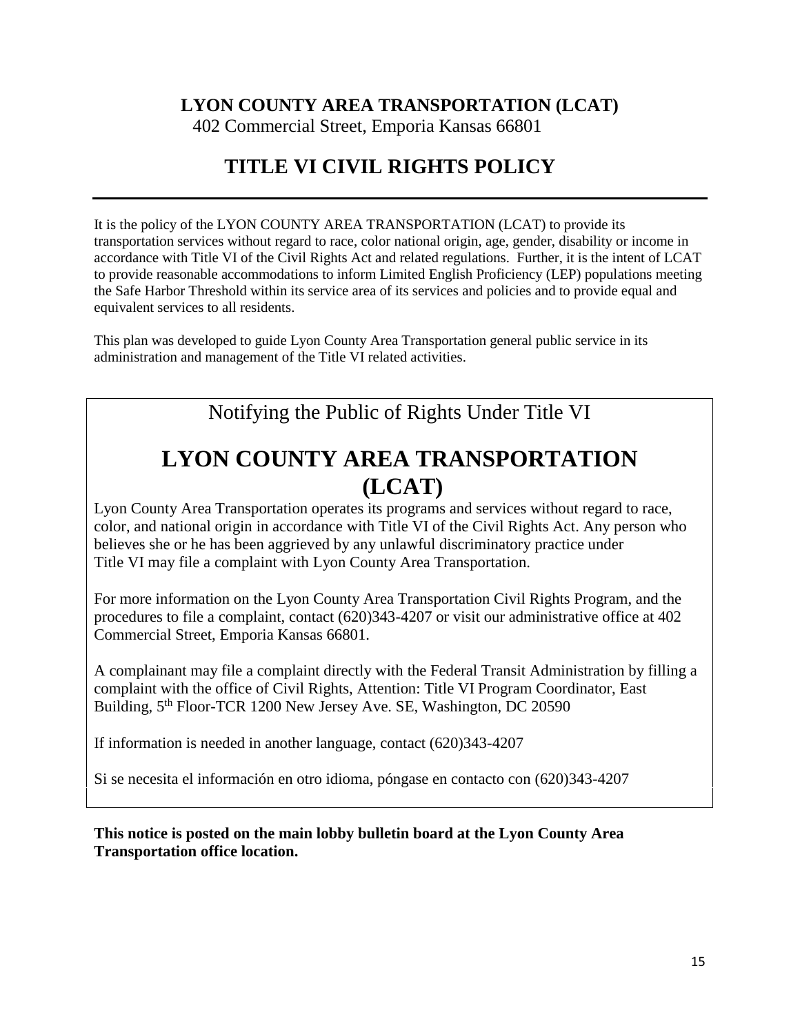**LYON COUNTY AREA TRANSPORTATION (LCAT)**
402 Commercial Street, Emporia Kansas 66801

# TITLE VI CIVIL RIGHTS POLICY

It is the policy of the LYON COUNTY AREA TRANSPORTATION (LCAT) to provide its transportation services without regard to race, color national origin, age, gender, disability or income in accordance with Title VI of the Civil Rights Act and related regulations. Further, it is the intent of LCAT to provide reasonable accommodations to inform Limited English Proficiency (LEP) populations meeting the Safe Harbor Threshold within its service area of its services and policies and to provide equal and equivalent services to all residents.

This plan was developed to guide Lyon County Area Transportation general public service in its administration and management of the Title VI related activities.

## Notifying the Public of Rights Under Title VI

## LYON COUNTY AREA TRANSPORTATION (LCAT)

Lyon County Area Transportation operates its programs and services without regard to race, color, and national origin in accordance with Title VI of the Civil Rights Act. Any person who believes she or he has been aggrieved by any unlawful discriminatory practice under Title VI may file a complaint with Lyon County Area Transportation.

For more information on the Lyon County Area Transportation Civil Rights Program, and the procedures to file a complaint, contact (620)343-4207 or visit our administrative office at 402 Commercial Street, Emporia Kansas 66801.

A complainant may file a complaint directly with the Federal Transit Administration by filling a complaint with the office of Civil Rights, Attention: Title VI Program Coordinator, East Building, 5th Floor-TCR 1200 New Jersey Ave. SE, Washington, DC 20590

If information is needed in another language, contact (620)343-4207

Si se necesita el información en otro idioma, póngase en contacto con (620)343-4207

**This notice is posted on the main lobby bulletin board at the Lyon County Area Transportation office location.**